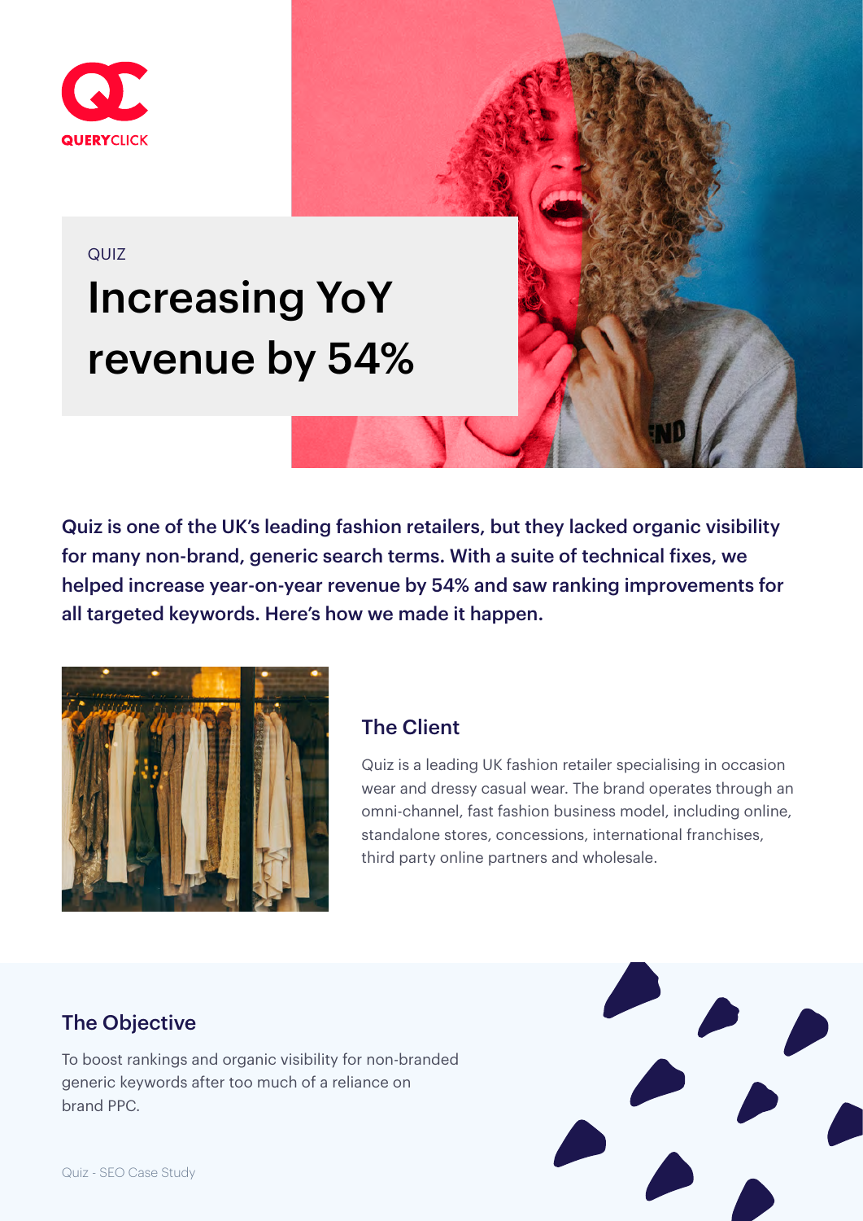QUERYCLICK

QUIZ

# Increasing YoY revenue by 54%

**Quiz is one of the UK's leading fashion retailers, but they lacked organic visibility for many non-brand, generic search terms. With a suite of technical fixes, we helped increase year-on-year revenue by 54% and saw ranking improvements for all targeted keywords. Here's how we made it happen.**

## The Client

Quiz is a leading UK fashion retailer specialising in occasion wear and dressy casual wear. The brand operates through an omni-channel, fast fashion business model, including online, standalone stores, concessions, international franchises, third party online partners and wholesale.

## The Objective

To boost rankings and organic visibility for non-branded generic keywords after too much of a reliance on brand PPC.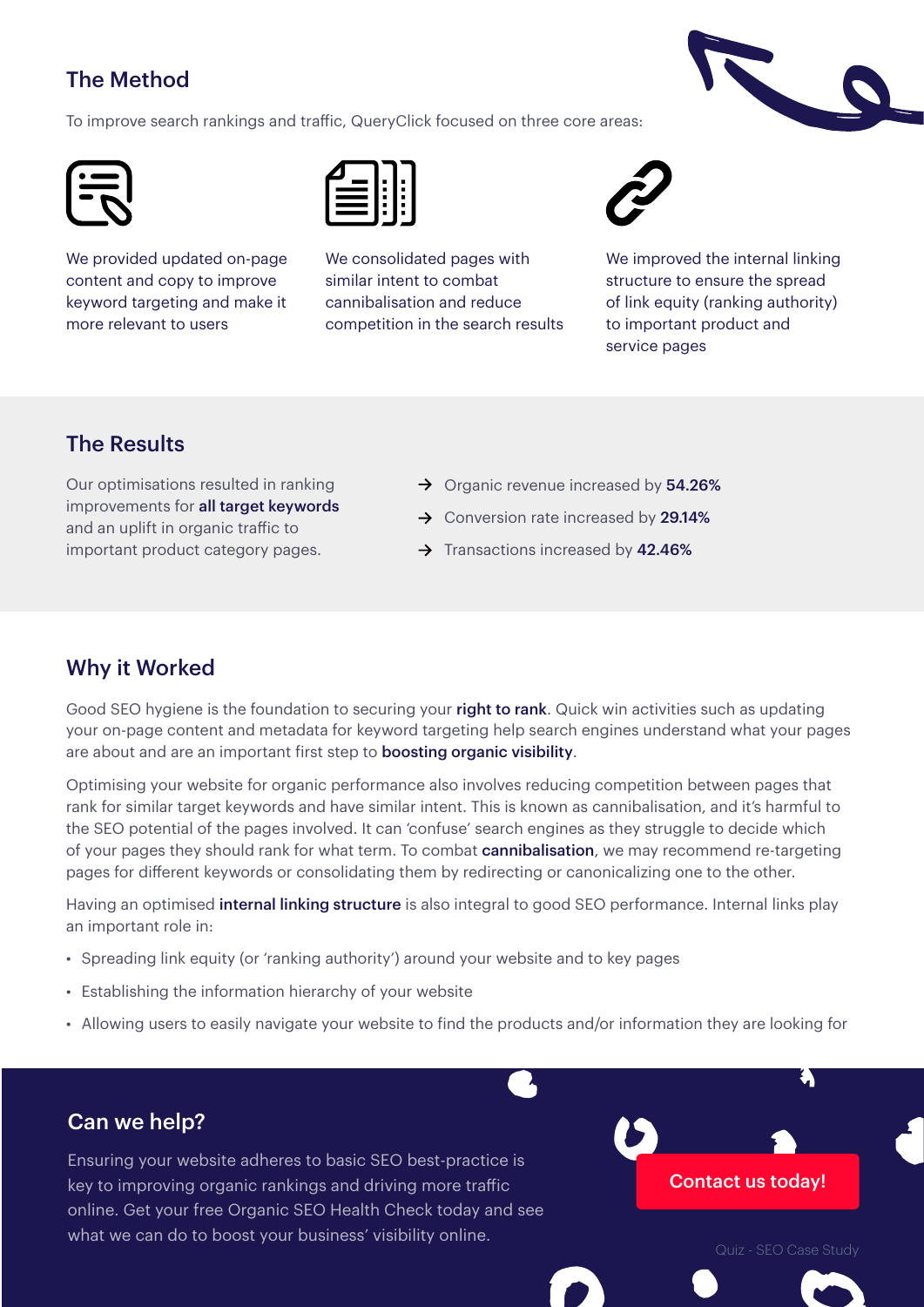## The Method

To improve search rankings and traffic, QueryClick focused on three core areas:

We provided updated on-page content and copy to improve keyword targeting and make it more relevant to users

We consolidated pages with similar intent to combat cannibalisation and reduce competition in the search results

We improved the internal linking structure to ensure the spread of link equity (ranking authority) to important product and service pages

## The Results

Our optimisations resulted in ranking improvements for **all target keywords** and an uplift in organic traffic to important product category pages.

- Organic revenue increased by **54.26%**
- Conversion rate increased by **29.14%**
- Transactions increased by **42.46%**

## Why it Worked

Good SEO hygiene is the foundation to securing your **right to rank**. Quick win activities such as updating your on-page content and metadata for keyword targeting help search engines understand what your pages are about and are an important first step to **boosting organic visibility**.

Optimising your website for organic performance also involves reducing competition between pages that rank for similar target keywords and have similar intent. This is known as cannibalisation, and it's harmful to the SEO potential of the pages involved. It can 'confuse' search engines as they struggle to decide which of your pages they should rank for what term. To combat **cannibalisation**, we may recommend re-targeting pages for different keywords or consolidating them by redirecting or canonicalizing one to the other.

Having an optimised **internal linking structure** is also integral to good SEO performance. Internal links play an important role in:

- Spreading link equity (or 'ranking authority') around your website and to key pages
- Establishing the information hierarchy of your website
- Allowing users to easily navigate your website to find the products and/or information they are looking for

## Can we help?

Ensuring your website adheres to basic SEO best-practice is key to improving organic rankings and driving more traffic online. Get your free Organic SEO Health Check today and see what we can do to boost your business' visibility online.

**Contact us today!**